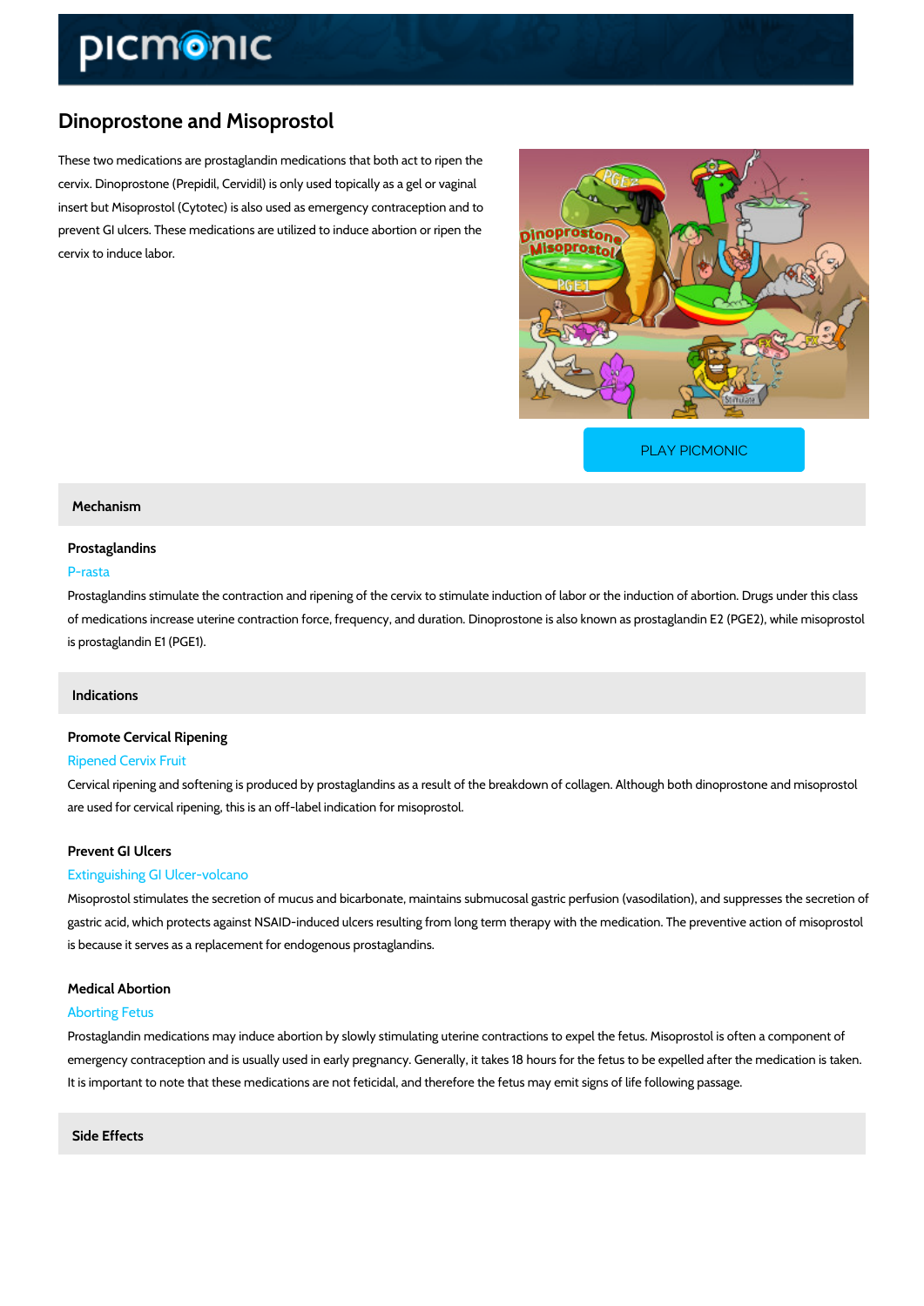# Dinoprostone and Misoprostol

These two medications are prostaglandin medications that both act to ripen the cervix. Dinoprostone (Prepidil, Cervidil) is only used topically as a gel or vaginal insert but Misoprostol (Cytotec) is also used as emergency contraception and to prevent GI ulcers. These medications are utilized to induce abortion or ripen the cervix to induce labor.

PLAY PICMONIC

## Mechanism

### Prostaglandins

P-rasta

Prostaglandins stimulate the contraction and ripening of the cervix to stimulate induction of labor or the induction of abortion. Drugs under this class of medications increase uterine contraction force, frequency, and duration. Dinoprostone is also known as prostaglandin E2 (PGE2), while misoprostol is prostaglandin E1 (PGE1).

## Indications

### Promote Cervical Ripening

Ripened Cervix Fruit

Cervical ripening and softening is produced by prostaglandins as a result of the breakdown of collagen. Although both dinoprostone and misoprostol are used for cervical ripening, this is an off-label indication for misoprostol.

### Prevent GI Ulcers

Extinguishing GI Ulcer-volcano

Misoprostol stimulates the secretion of mucus and bicarbonate, maintains submucosal gastric perfusion (vasodilation), and suppresses the secretion of gastric acid, which protects against NSAID-induced ulcers resulting from long term therapy with the medication. The preventive action of misoprostol is because it serves as a replacement for endogenous prostaglandins.

### Medical Abortion

Aborting Fetus

Prostaglandin medications may induce abortion by slowly stimulating uterine contractions to expel the fetus. Misoprostol is often a component of emergency contraception and is usually used in early pregnancy. Generally, it takes 18 hours for the fetus to be expelled after the medication is taken. It is important to note that these medications are not feticidal, and therefore the fetus may emit signs of life following passage.

## Side Effects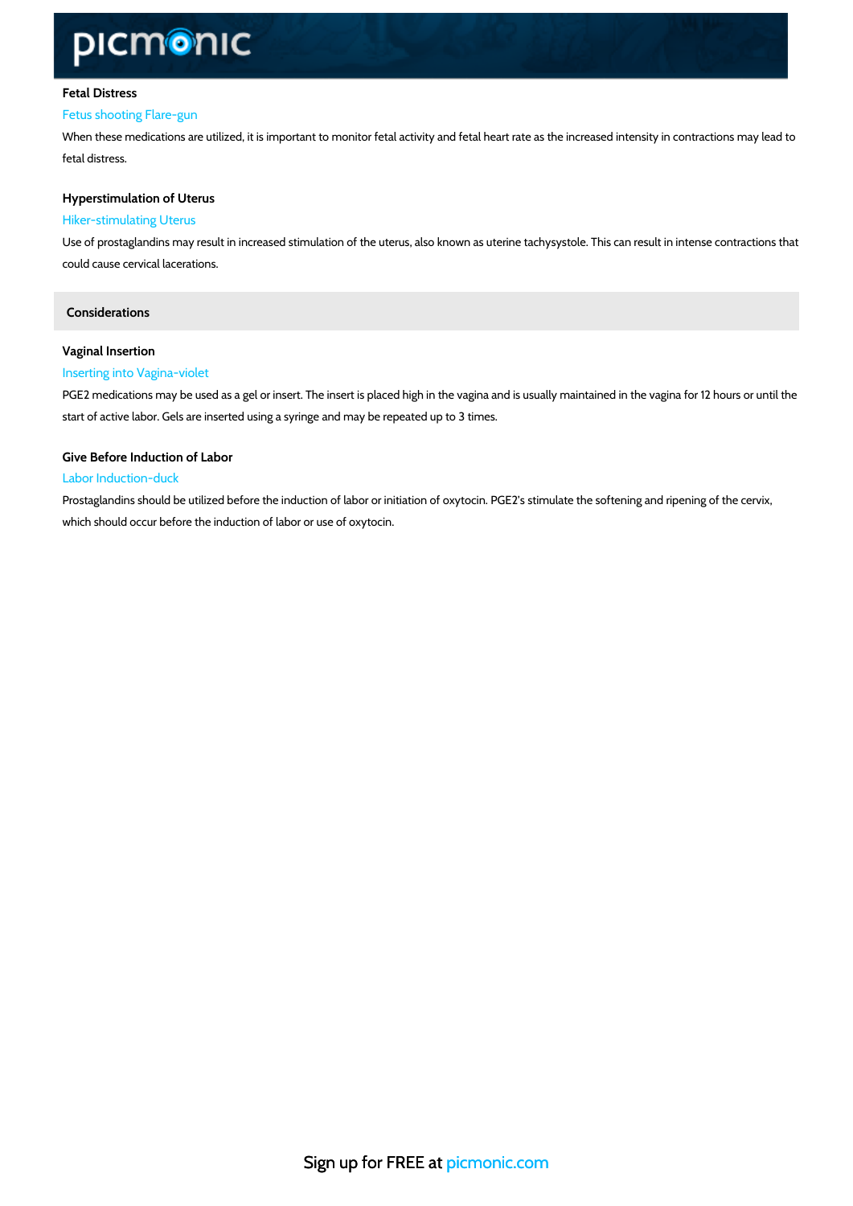### Fetal Distress

Fetus shooting Flare-gun

When these medications are utilized, it is important to monitor fetal activity and fetal heart rate as the increased intensity in contractions may lead to fetal distress.

### Hyperstimulation of Uterus

Hiker-stimulating Uterus

Use of prostaglandins may result in increased stimulation of the uterus, also known as uterine tachysystole. This can result in intense contractions that could cause cervical lacerations.

## Considerations

### Vaginal Insertion

Inserting into Vagina-violet

PGE2 medications may be used as a gel or insert. The insert is placed high in the vagina and is usually maintained in the vagina for 12 hours or until the start of active labor. Gels are inserted using a syringe and may be repeated up to 3 times.

### Give Before Induction of Labor

Labor Induction-duck

Prostaglandins should be utilized before the induction of labor or initiation of oxytocin. PGE2's stimulate the softening and ripening of the cervix, which should occur before the induction of labor or use of oxytocin.